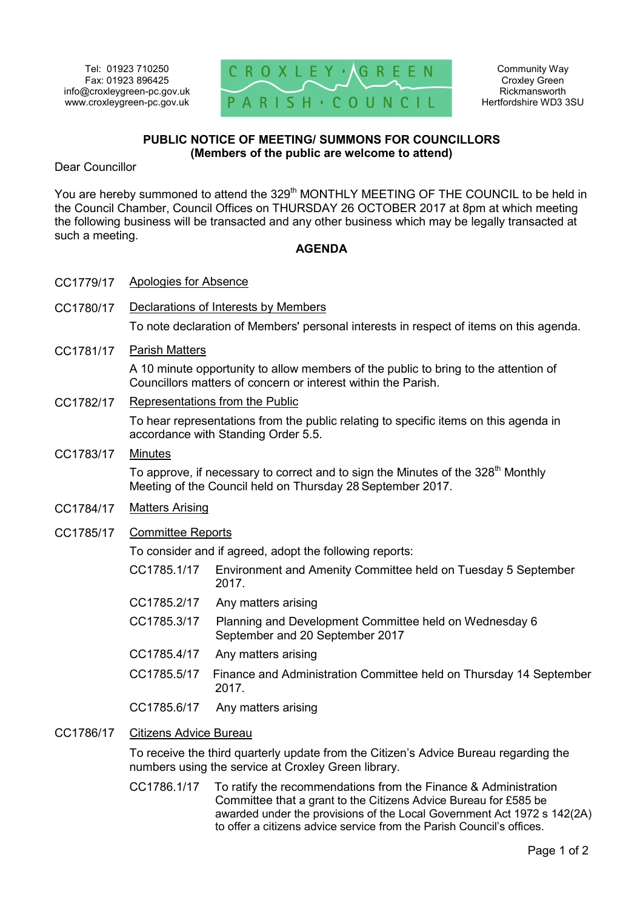Tel: 01923 710250
Fax: 01923 896425
info@croxleygreen-pc.gov.uk
www.croxleygreen-pc.gov.uk

CROXLEY GREEN PARISH COUNCIL

Community Way
Croxley Green
Rickmansworth
Hertfordshire WD3 3SU

**PUBLIC NOTICE OF MEETING/ SUMMONS FOR COUNCILLORS**
**(Members of the public are welcome to attend)**

Dear Councillor

You are hereby summoned to attend the 329th MONTHLY MEETING OF THE COUNCIL to be held in the Council Chamber, Council Offices on THURSDAY 26 OCTOBER 2017 at 8pm at which meeting the following business will be transacted and any other business which may be legally transacted at such a meeting.

**AGENDA**

CC1779/17 Apologies for Absence

CC1780/17 Declarations of Interests by Members

To note declaration of Members' personal interests in respect of items on this agenda.

CC1781/17 Parish Matters

A 10 minute opportunity to allow members of the public to bring to the attention of Councillors matters of concern or interest within the Parish.

CC1782/17 Representations from the Public

To hear representations from the public relating to specific items on this agenda in accordance with Standing Order 5.5.

CC1783/17 Minutes

To approve, if necessary to correct and to sign the Minutes of the 328th Monthly Meeting of the Council held on Thursday 28 September 2017.

CC1784/17 Matters Arising

CC1785/17 Committee Reports

To consider and if agreed, adopt the following reports:

CC1785.1/17 Environment and Amenity Committee held on Tuesday 5 September 2017.

CC1785.2/17 Any matters arising

CC1785.3/17 Planning and Development Committee held on Wednesday 6 September and 20 September 2017

CC1785.4/17 Any matters arising

CC1785.5/17 Finance and Administration Committee held on Thursday 14 September 2017.

CC1785.6/17 Any matters arising

CC1786/17 Citizens Advice Bureau

To receive the third quarterly update from the Citizen's Advice Bureau regarding the numbers using the service at Croxley Green library.

CC1786.1/17 To ratify the recommendations from the Finance & Administration Committee that a grant to the Citizens Advice Bureau for £585 be awarded under the provisions of the Local Government Act 1972 s 142(2A) to offer a citizens advice service from the Parish Council's offices.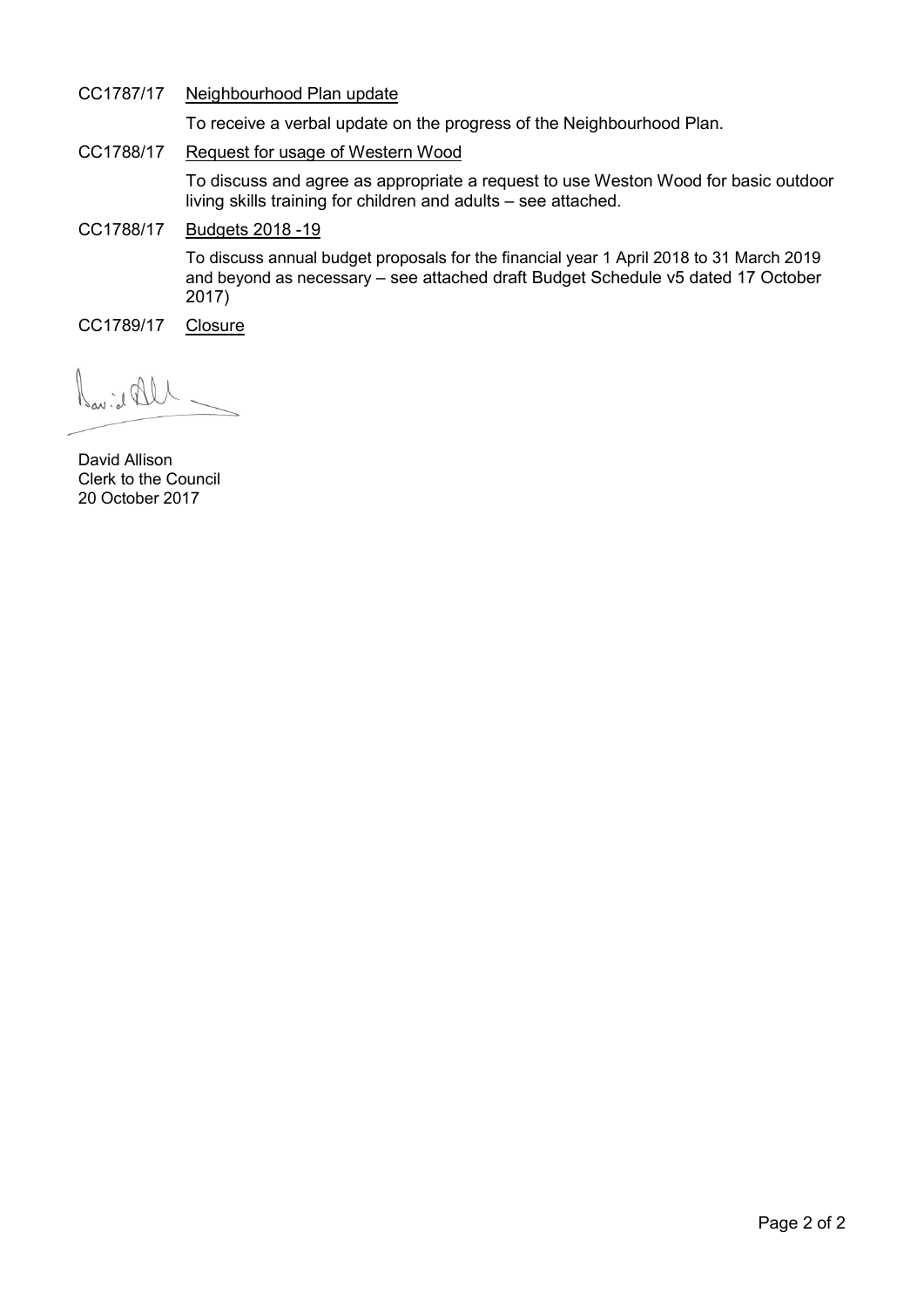CC1787/17 Neighbourhood Plan update

To receive a verbal update on the progress of the Neighbourhood Plan.

CC1788/17 Request for usage of Western Wood

To discuss and agree as appropriate a request to use Weston Wood for basic outdoor living skills training for children and adults – see attached.

CC1788/17 Budgets 2018 -19

To discuss annual budget proposals for the financial year 1 April 2018 to 31 March 2019 and beyond as necessary – see attached draft Budget Schedule v5 dated 17 October 2017)

CC1789/17 Closure

David Allison
Clerk to the Council
20 October 2017